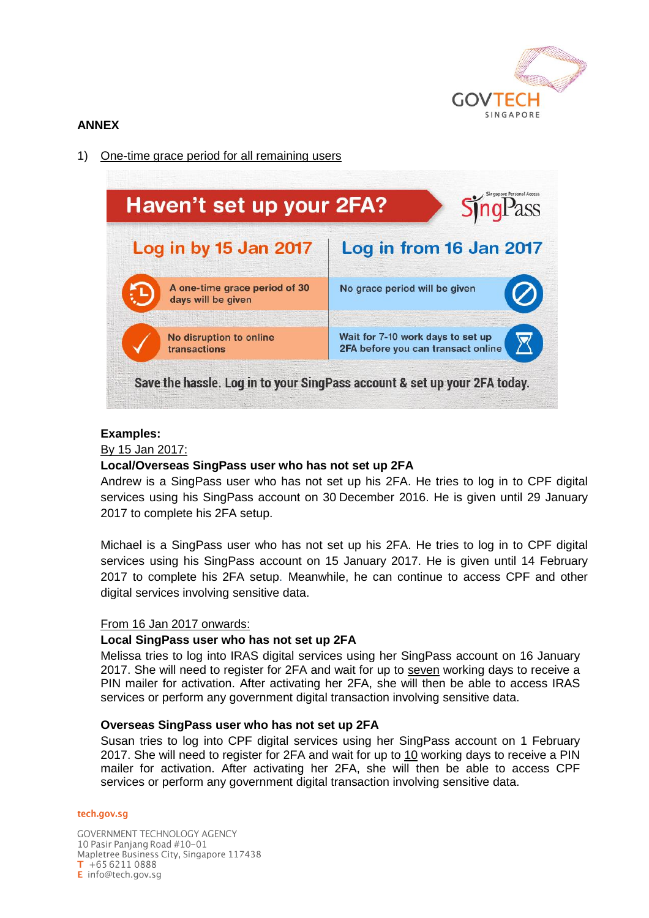**ANNEX**

1) One-time grace period for all remaining users

**Haven't set up your 2FA?** SingPass

| Log in by 15 Jan 2017 | Log in from 16 Jan 2017 |
|---|---|
| A one-time grace period of 30 days will be given | No grace period will be given |
| No disruption to online transactions | Wait for 7-10 work days to set up 2FA before you can transact online |

Save the hassle. Log in to your SingPass account & set up your 2FA today.

**Examples:**

By 15 Jan 2017:

**Local/Overseas SingPass user who has not set up 2FA**

Andrew is a SingPass user who has not set up his 2FA. He tries to log in to CPF digital services using his SingPass account on 30 December 2016. He is given until 29 January 2017 to complete his 2FA setup.

Michael is a SingPass user who has not set up his 2FA. He tries to log in to CPF digital services using his SingPass account on 15 January 2017. He is given until 14 February 2017 to complete his 2FA setup. Meanwhile, he can continue to access CPF and other digital services involving sensitive data.

From 16 Jan 2017 onwards:

**Local SingPass user who has not set up 2FA**

Melissa tries to log into IRAS digital services using her SingPass account on 16 January 2017. She will need to register for 2FA and wait for up to seven working days to receive a PIN mailer for activation. After activating her 2FA, she will then be able to access IRAS services or perform any government digital transaction involving sensitive data.

**Overseas SingPass user who has not set up 2FA**

Susan tries to log into CPF digital services using her SingPass account on 1 February 2017. She will need to register for 2FA and wait for up to 10 working days to receive a PIN mailer for activation. After activating her 2FA, she will then be able to access CPF services or perform any government digital transaction involving sensitive data.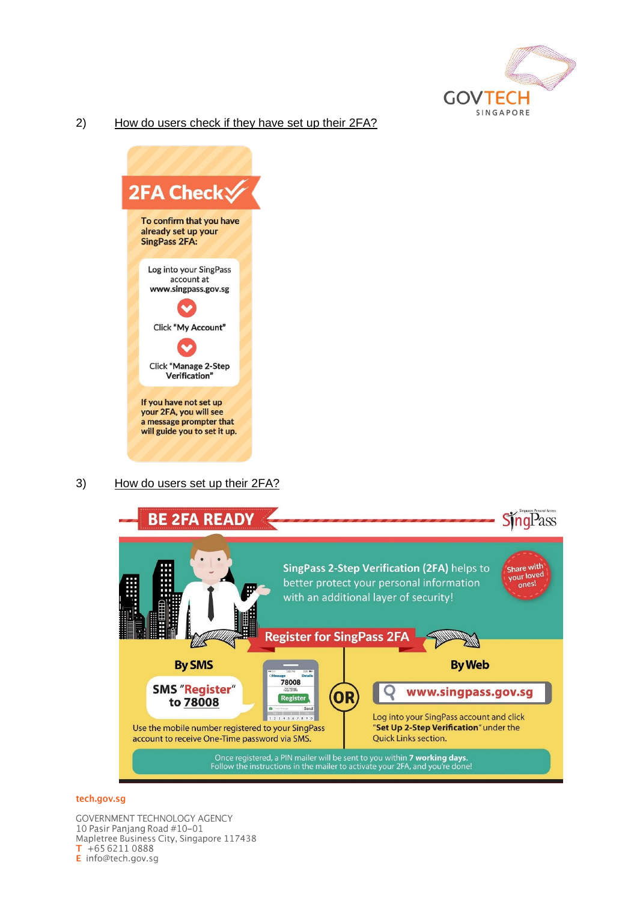2) How do users check if they have set up their 2FA?

**2FA Check**

To confirm that you have already set up your SingPass 2FA:

Log into your SingPass account at www.singpass.gov.sg

Click "My Account"

Click "Manage 2-Step Verification"

If you have not set up your 2FA, you will see a message prompter that will guide you to set it up.

3) How do users set up their 2FA?

**BE 2FA READY**

SingPass

**SingPass 2-Step Verification (2FA)** helps to better protect your personal information with an additional layer of security!

Share with your loved ones!

**Register for SingPass 2FA**

**By SMS**

SMS "Register" to 78008

Use the mobile number registered to your SingPass account to receive One-Time password via SMS.

OR

**By Web**

www.singpass.gov.sg

Log into your SingPass account and click "**Set Up 2-Step Verification**" under the Quick Links section.

Once registered, a PIN mailer will be sent to you within **7 working days.**
Follow the instructions in the mailer to activate your 2FA, and you're done!

**tech.gov.sg**

GOVERNMENT TECHNOLOGY AGENCY
10 Pasir Panjang Road #10-01
Mapletree Business City, Singapore 117438
T +65 6211 0888
E info@tech.gov.sg